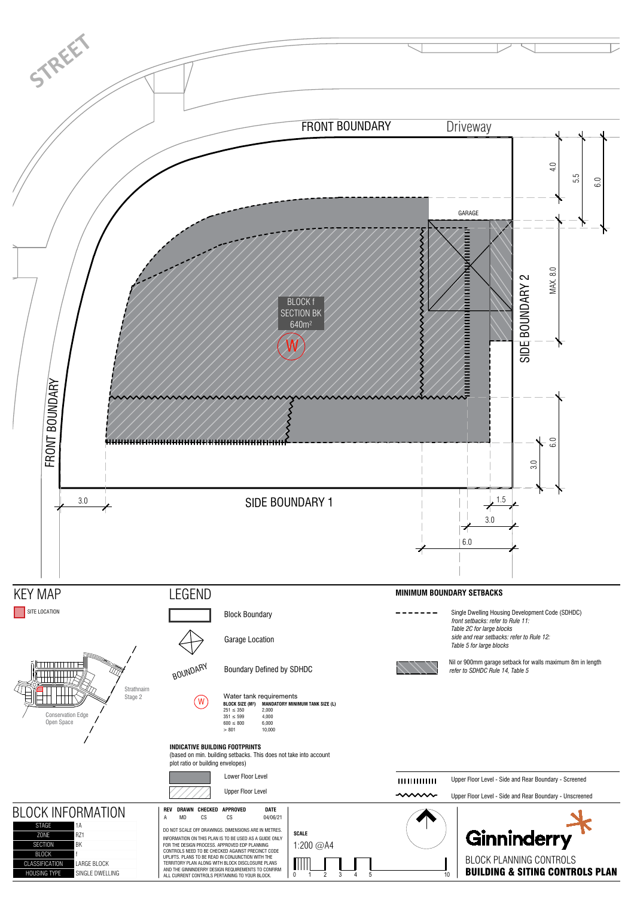STREET

FRONT BOUNDARY

Driveway

GARAGE

BLOCK f
SECTION BK
640m²

W

FRONT BOUNDARY

SIDE BOUNDARY 2

SIDE BOUNDARY 1

4.0 5.5 6.0 MAX. 8.0 6.0 3.0

3.0 1.5 3.0 6.0

## KEY MAP

SITE LOCATION

Strathnairn Stage 2

Conservation Edge Open Space

## LEGEND

Block Boundary

Garage Location

BOUNDARY — Boundary Defined by SDHDC

W — Water tank requirements

| BLOCK SIZE (M²) | MANDATORY MINIMUM TANK SIZE (L) |
|---|---|
| 251 ≤ 350 | 2,000 |
| 351 ≤ 599 | 4,000 |
| 600 ≤ 800 | 6,000 |
| > 801 | 10,000 |

**INDICATIVE BUILDING FOOTPRINTS**
(based on min. building setbacks. This does not take into account plot ratio or building envelopes)

Lower Floor Level

Upper Floor Level

## MINIMUM BOUNDARY SETBACKS

Single Dwelling Housing Development Code (SDHDC)
*front setbacks: refer to Rule 11: Table 2C for large blocks*
*side and rear setbacks: refer to Rule 12: Table 5 for large blocks*

Nil or 900mm garage setback for walls maximum 8m in length
*refer to SDHDC Rule 14, Table 5*

Upper Floor Level - Side and Rear Boundary - Screened

Upper Floor Level - Side and Rear Boundary - Unscreened

## BLOCK INFORMATION

| | |
|---|---|
| STAGE | 1A |
| ZONE | RZ1 |
| SECTION | BK |
| BLOCK | f |
| CLASSIFICATION | LARGE BLOCK |
| HOUSING TYPE | SINGLE DWELLING |

| REV | DRAWN | CHECKED | APPROVED | DATE |
|---|---|---|---|---|
| A | MD | CS | CS | 04/06/21 |

DO NOT SCALE OFF DRAWINGS. DIMENSIONS ARE IN METRES.
INFORMATION ON THIS PLAN IS TO BE USED AS A GUIDE ONLY FOR THE DESIGN PROCESS. APPROVED EDP PLANNING CONTROLS NEED TO BE CHECKED AGAINST PRECINCT CODE UPLIFTS. PLANS TO BE READ IN CONJUNCTION WITH THE TERRITORY PLAN ALONG WITH BLOCK DISCLOSURE PLANS AND THE GINNINDERRY DESIGN REQUIREMENTS TO CONFIRM ALL CURRENT CONTROLS PERTAINING TO YOUR BLOCK.

**SCALE**
1:200 @A4

0 1 2 3 4 5 10

Ginninderry

BLOCK PLANNING CONTROLS
**BUILDING & SITING CONTROLS PLAN**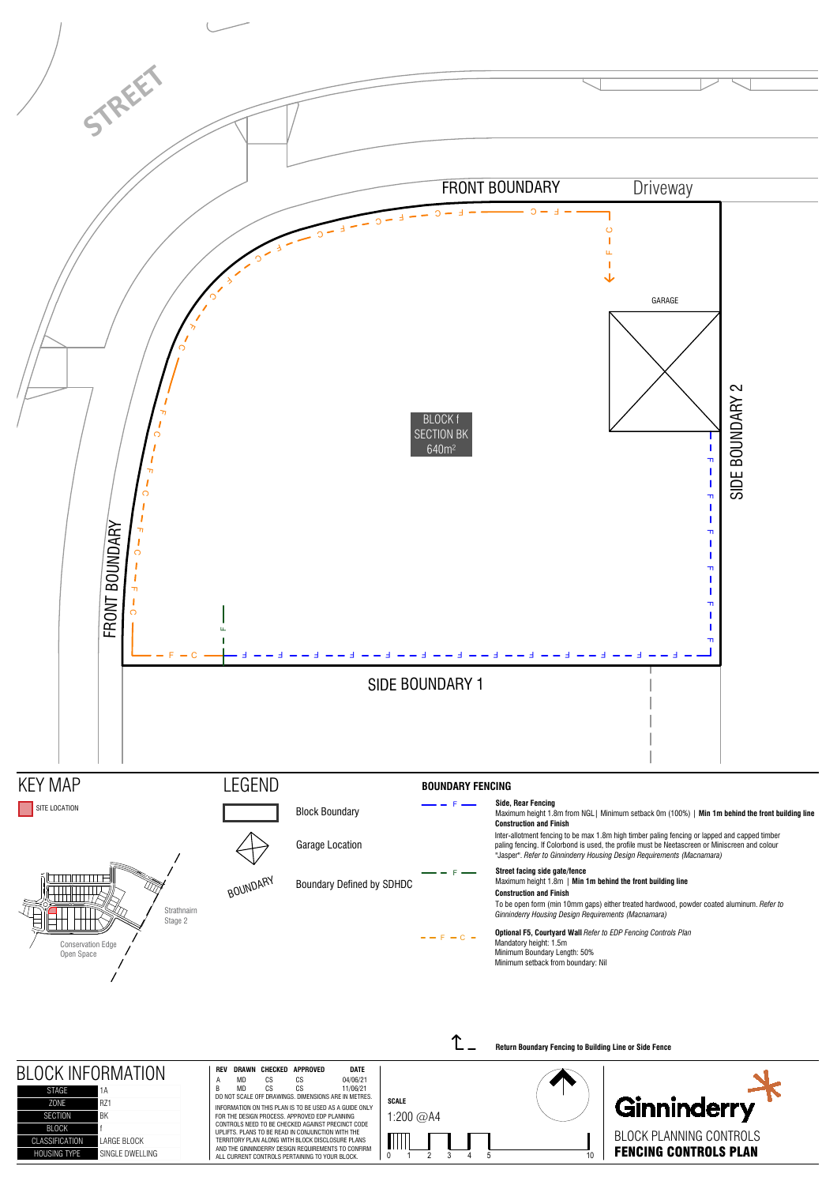STREET

FRONT BOUNDARY

Driveway

GARAGE

BLOCK f
SECTION BK
640m²

FRONT BOUNDARY

SIDE BOUNDARY 2

SIDE BOUNDARY 1

## KEY MAP

SITE LOCATION

Strathnairn Stage 2

Conservation Edge Open Space

## LEGEND

Block Boundary

Garage Location

Boundary Defined by SDHDC

## BOUNDARY FENCING

**Side, Rear Fencing**
Maximum height 1.8m from NGL | Minimum setback 0m (100%) | **Min 1m behind the front building line**
**Construction and Finish**
Inter-allotment fencing to be max 1.8m high timber paling fencing or lapped and capped timber paling fencing. If Colorbond is used, the profile must be Neetascreen or Miniscreen and colour "Jasper". *Refer to Ginninderry Housing Design Requirements (Macnamara)*

**Street facing side gate/fence**
Maximum height 1.8m | **Min 1m behind the front building line**
**Construction and Finish**
To be open form (min 10mm gaps) either treated hardwood, powder coated aluminum. *Refer to Ginninderry Housing Design Requirements (Macnamara)*

**Optional F5, Courtyard Wall** *Refer to EDP Fencing Controls Plan*
Mandatory height: 1.5m
Minimum Boundary Length: 50%
Minimum setback from boundary: Nil

**Return Boundary Fencing to Building Line or Side Fence**

## BLOCK INFORMATION

| | |
|---|---|
| STAGE | 1A |
| ZONE | RZ1 |
| SECTION | BK |
| BLOCK | f |
| CLASSIFICATION | LARGE BLOCK |
| HOUSING TYPE | SINGLE DWELLING |

| REV | DRAWN | CHECKED | APPROVED | DATE |
|---|---|---|---|---|
| A | MD | CS | CS | 04/06/21 |
| B | MD | CS | CS | 11/06/21 |

DO NOT SCALE OFF DRAWINGS. DIMENSIONS ARE IN METRES.

INFORMATION ON THIS PLAN IS TO BE USED AS A GUIDE ONLY FOR THE DESIGN PROCESS. APPROVED EDP PLANNING CONTROLS NEED TO BE CHECKED AGAINST PRECINCT CODE UPLIFTS. PLANS TO BE READ IN CONJUNCTION WITH THE TERRITORY PLAN ALONG WITH BLOCK DISCLOSURE PLANS AND THE GINNINDERRY DESIGN REQUIREMENTS TO CONFIRM ALL CURRENT CONTROLS PERTAINING TO YOUR BLOCK.

SCALE
1:200 @A4
0 1 2 3 4 5 10

Ginninderry
BLOCK PLANNING CONTROLS
**FENCING CONTROLS PLAN**